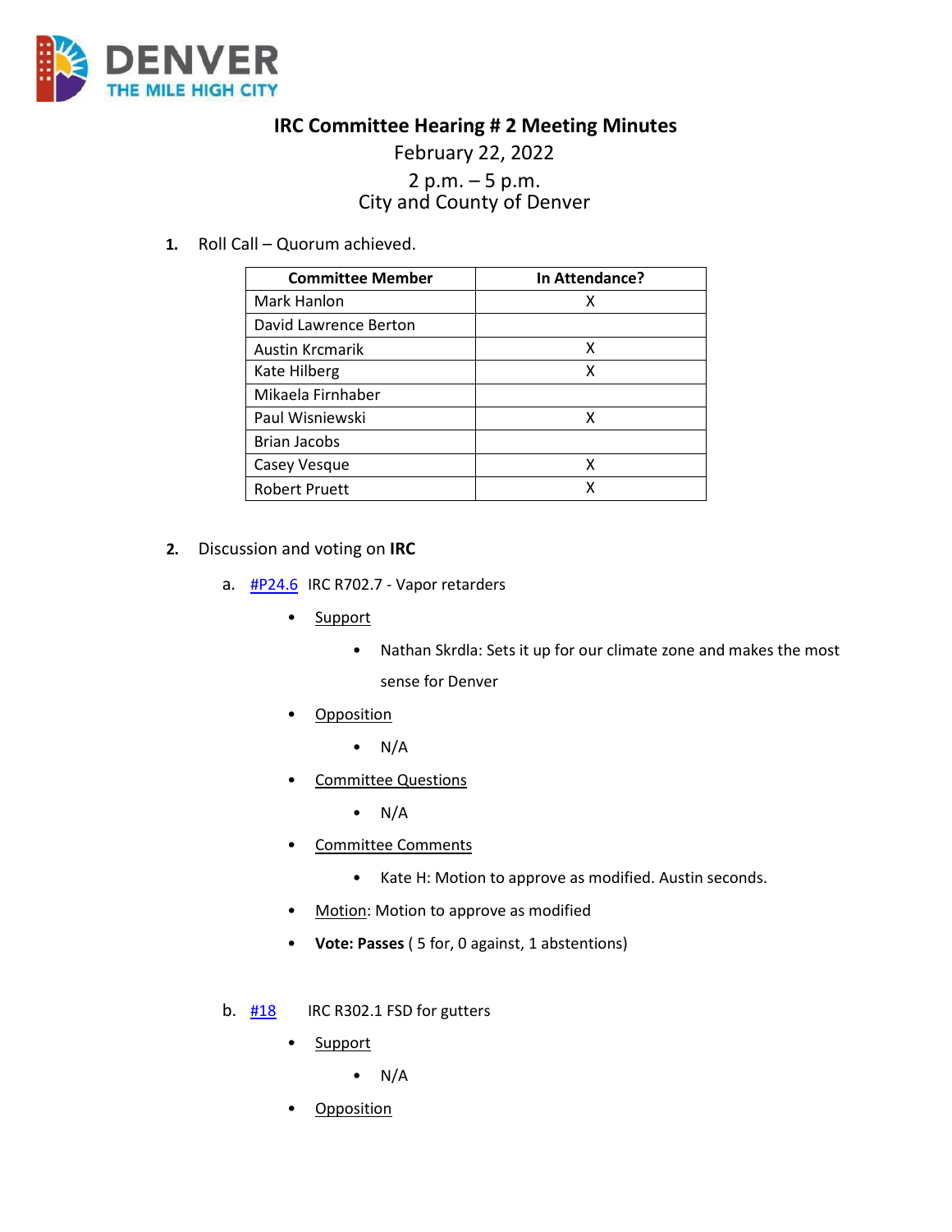# IRC Committee Hearing # 2 Meeting Minutes

February 22, 2022

2 p.m. – 5 p.m.

City and County of Denver

1. Roll Call – Quorum achieved.

| Committee Member | In Attendance? |
|---|---|
| Mark Hanlon | X |
| David Lawrence Berton | |
| Austin Krcmarik | X |
| Kate Hilberg | X |
| Mikaela Firnhaber | |
| Paul Wisniewski | X |
| Brian Jacobs | |
| Casey Vesque | X |
| Robert Pruett | X |

2. Discussion and voting on **IRC**

   a. #P24.6 IRC R702.7 - Vapor retarders

   - Support
     - Nathan Skrdla: Sets it up for our climate zone and makes the most sense for Denver
   - Opposition
     - N/A
   - Committee Questions
     - N/A
   - Committee Comments
     - Kate H: Motion to approve as modified. Austin seconds.
   - Motion: Motion to approve as modified
   - **Vote: Passes** ( 5 for, 0 against, 1 abstentions)

   b. #18 IRC R302.1 FSD for gutters

   - Support
     - N/A
   - Opposition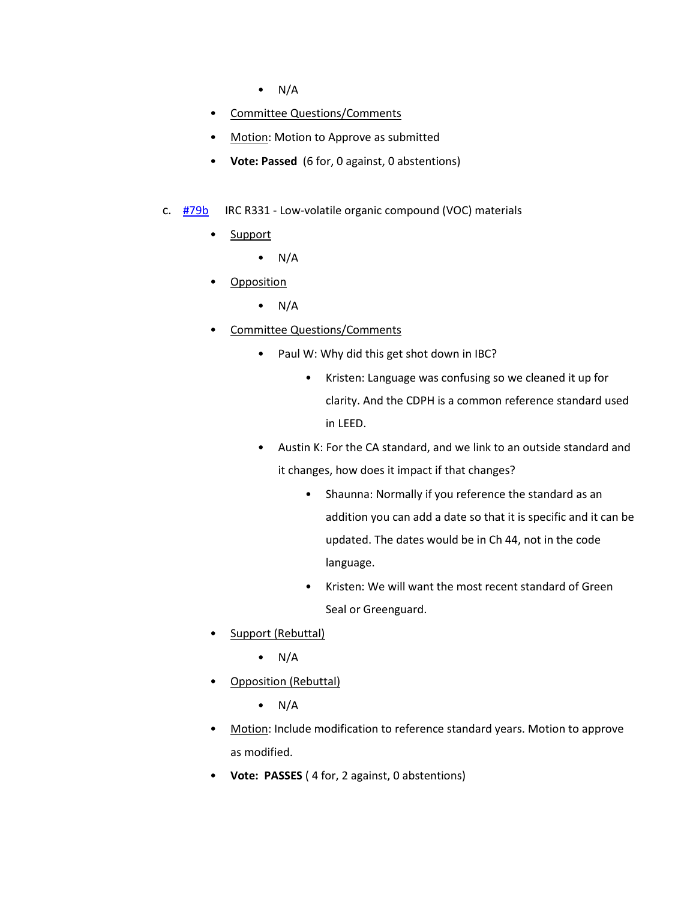- N/A
- Committee Questions/Comments
- Motion: Motion to Approve as submitted
- **Vote: Passed** (6 for, 0 against, 0 abstentions)

c. #79b IRC R331 - Low-volatile organic compound (VOC) materials

- Support
    - N/A
- Opposition
    - N/A
- Committee Questions/Comments
    - Paul W: Why did this get shot down in IBC?
        - Kristen: Language was confusing so we cleaned it up for clarity. And the CDPH is a common reference standard used in LEED.
    - Austin K: For the CA standard, and we link to an outside standard and it changes, how does it impact if that changes?
        - Shaunna: Normally if you reference the standard as an addition you can add a date so that it is specific and it can be updated. The dates would be in Ch 44, not in the code language.
        - Kristen: We will want the most recent standard of Green Seal or Greenguard.
- Support (Rebuttal)
    - N/A
- Opposition (Rebuttal)
    - N/A
- Motion: Include modification to reference standard years. Motion to approve as modified.
- **Vote: PASSES** ( 4 for, 2 against, 0 abstentions)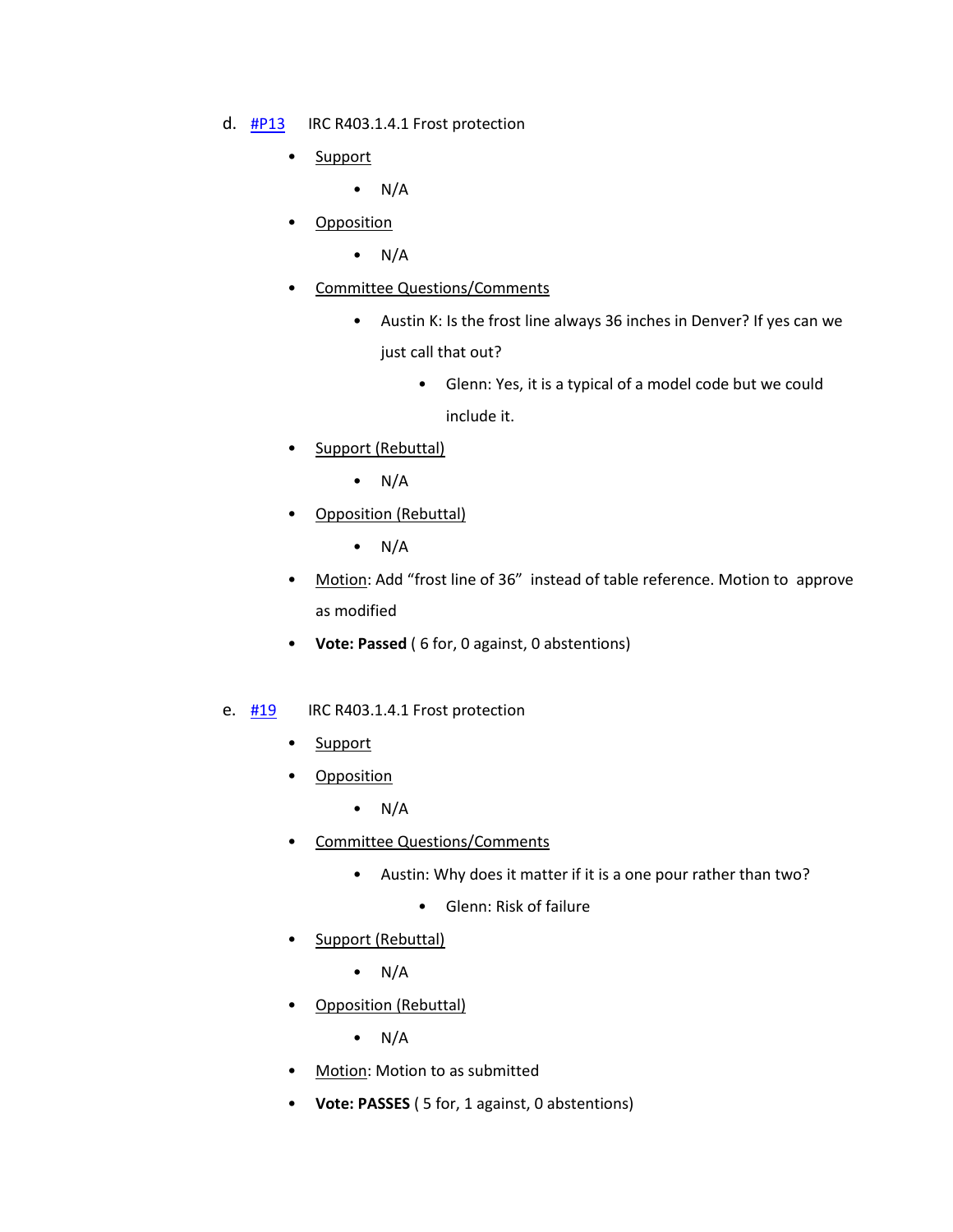d. [#P13] IRC R403.1.4.1 Frost protection

- Support
  - N/A
- Opposition
  - N/A
- Committee Questions/Comments
  - Austin K: Is the frost line always 36 inches in Denver? If yes can we just call that out?
    - Glenn: Yes, it is a typical of a model code but we could include it.
- Support (Rebuttal)
  - N/A
- Opposition (Rebuttal)
  - N/A
- Motion: Add "frost line of 36" instead of table reference. Motion to approve as modified
- **Vote: Passed** ( 6 for, 0 against, 0 abstentions)

e. [#19] IRC R403.1.4.1 Frost protection

- Support
- Opposition
  - N/A
- Committee Questions/Comments
  - Austin: Why does it matter if it is a one pour rather than two?
    - Glenn: Risk of failure
- Support (Rebuttal)
  - N/A
- Opposition (Rebuttal)
  - N/A
- Motion: Motion to as submitted
- **Vote: PASSES** ( 5 for, 1 against, 0 abstentions)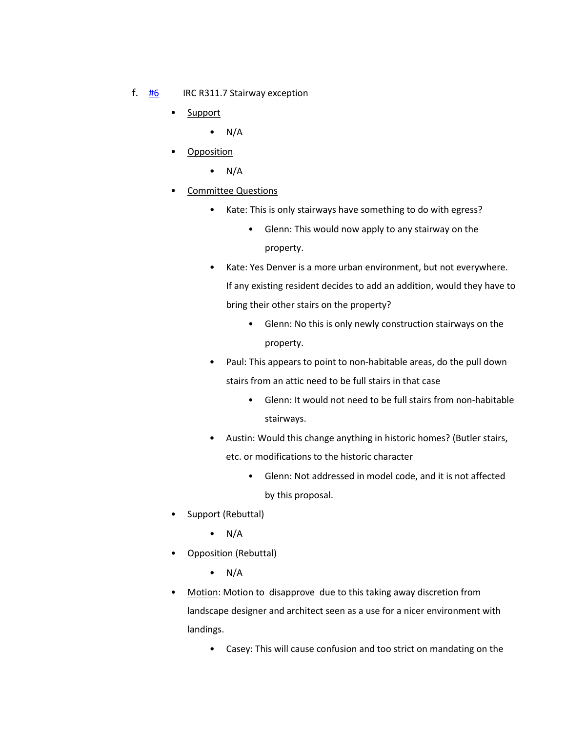f. [#6] IRC R311.7 Stairway exception

- Support
  - N/A
- Opposition
  - N/A
- Committee Questions
  - Kate: This is only stairways have something to do with egress?
    - Glenn: This would now apply to any stairway on the property.
  - Kate: Yes Denver is a more urban environment, but not everywhere. If any existing resident decides to add an addition, would they have to bring their other stairs on the property?
    - Glenn: No this is only newly construction stairways on the property.
  - Paul: This appears to point to non-habitable areas, do the pull down stairs from an attic need to be full stairs in that case
    - Glenn: It would not need to be full stairs from non-habitable stairways.
  - Austin: Would this change anything in historic homes? (Butler stairs, etc. or modifications to the historic character
    - Glenn: Not addressed in model code, and it is not affected by this proposal.
- Support (Rebuttal)
  - N/A
- Opposition (Rebuttal)
  - N/A
- Motion: Motion to disapprove due to this taking away discretion from landscape designer and architect seen as a use for a nicer environment with landings.
  - Casey: This will cause confusion and too strict on mandating on the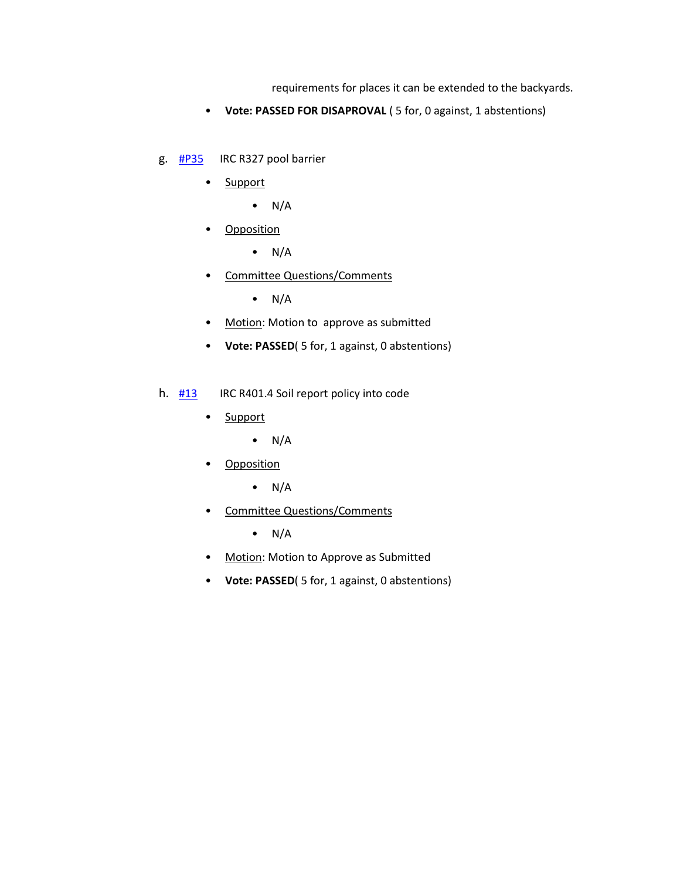requirements for places it can be extended to the backyards.

- **Vote: PASSED FOR DISAPROVAL** ( 5 for, 0 against, 1 abstentions)

g. #P35 IRC R327 pool barrier

- Support
  - N/A
- Opposition
  - N/A
- Committee Questions/Comments
  - N/A
- Motion: Motion to approve as submitted
- **Vote: PASSED**( 5 for, 1 against, 0 abstentions)

h. #13 IRC R401.4 Soil report policy into code

- Support
  - N/A
- Opposition
  - N/A
- Committee Questions/Comments
  - N/A
- Motion: Motion to Approve as Submitted
- **Vote: PASSED**( 5 for, 1 against, 0 abstentions)